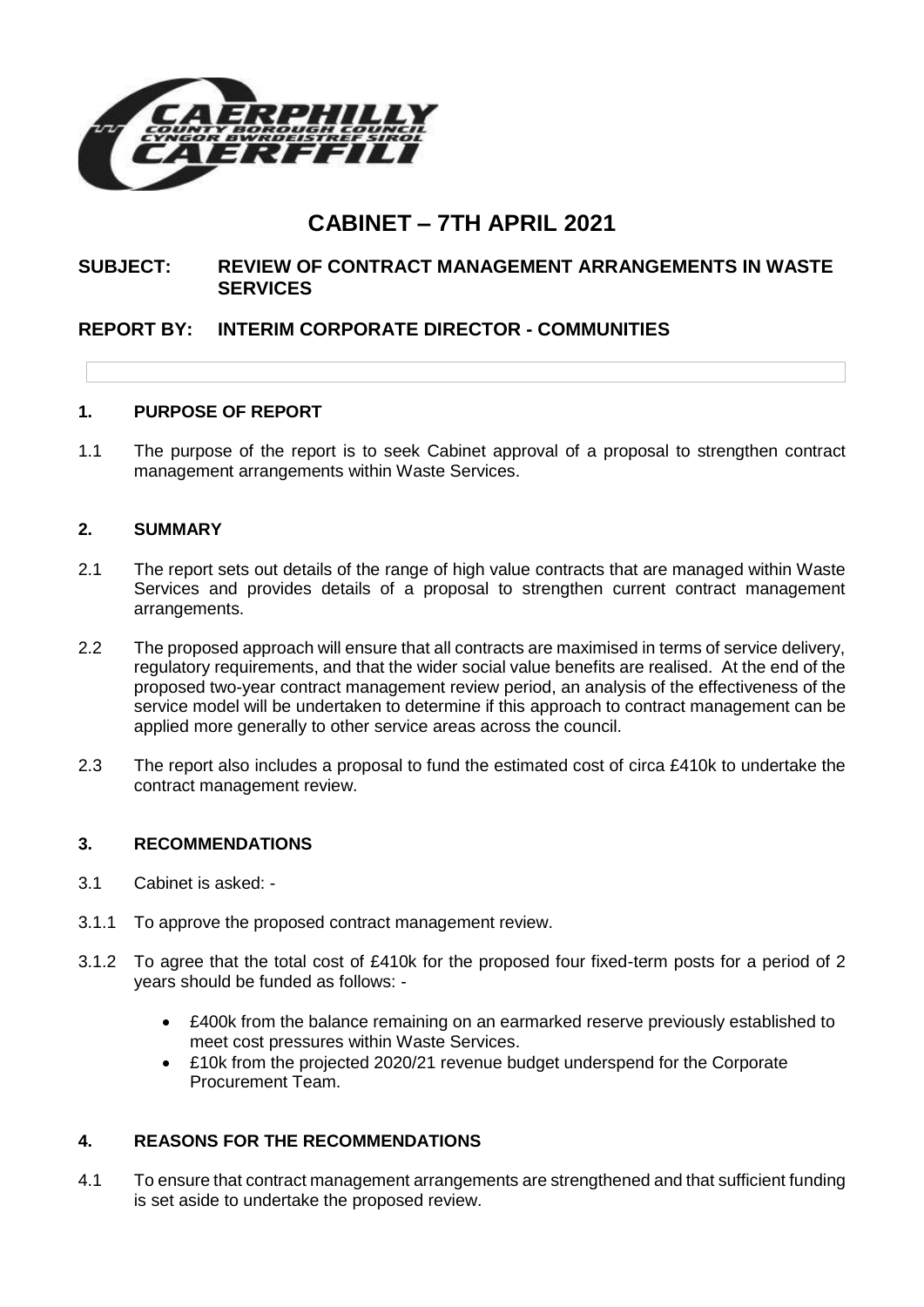# CABINET – 7TH APRIL 2021

**SUBJECT: REVIEW OF CONTRACT MANAGEMENT ARRANGEMENTS IN WASTE SERVICES**

**REPORT BY: INTERIM CORPORATE DIRECTOR - COMMUNITIES**

## 1. PURPOSE OF REPORT

1.1 The purpose of the report is to seek Cabinet approval of a proposal to strengthen contract management arrangements within Waste Services.

## 2. SUMMARY

2.1 The report sets out details of the range of high value contracts that are managed within Waste Services and provides details of a proposal to strengthen current contract management arrangements.

2.2 The proposed approach will ensure that all contracts are maximised in terms of service delivery, regulatory requirements, and that the wider social value benefits are realised. At the end of the proposed two-year contract management review period, an analysis of the effectiveness of the service model will be undertaken to determine if this approach to contract management can be applied more generally to other service areas across the council.

2.3 The report also includes a proposal to fund the estimated cost of circa £410k to undertake the contract management review.

## 3. RECOMMENDATIONS

3.1 Cabinet is asked: -

3.1.1 To approve the proposed contract management review.

3.1.2 To agree that the total cost of £410k for the proposed four fixed-term posts for a period of 2 years should be funded as follows: -

- £400k from the balance remaining on an earmarked reserve previously established to meet cost pressures within Waste Services.
- £10k from the projected 2020/21 revenue budget underspend for the Corporate Procurement Team.

## 4. REASONS FOR THE RECOMMENDATIONS

4.1 To ensure that contract management arrangements are strengthened and that sufficient funding is set aside to undertake the proposed review.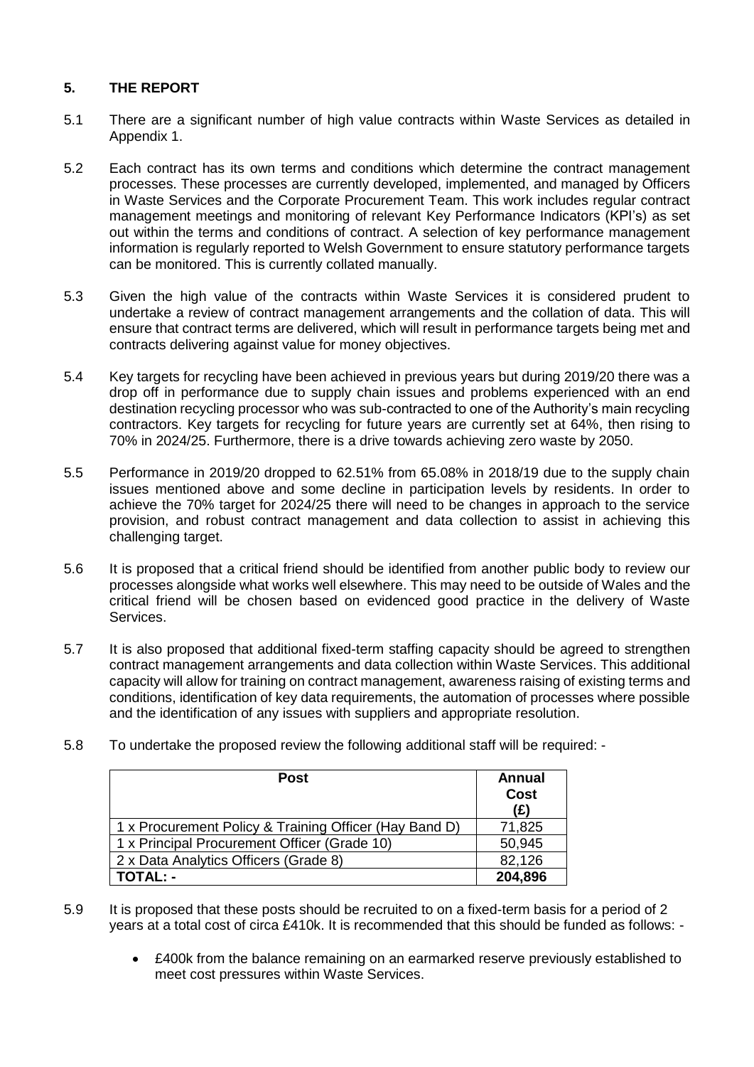## 5. THE REPORT

5.1 There are a significant number of high value contracts within Waste Services as detailed in Appendix 1.

5.2 Each contract has its own terms and conditions which determine the contract management processes. These processes are currently developed, implemented, and managed by Officers in Waste Services and the Corporate Procurement Team. This work includes regular contract management meetings and monitoring of relevant Key Performance Indicators (KPI's) as set out within the terms and conditions of contract. A selection of key performance management information is regularly reported to Welsh Government to ensure statutory performance targets can be monitored. This is currently collated manually.

5.3 Given the high value of the contracts within Waste Services it is considered prudent to undertake a review of contract management arrangements and the collation of data. This will ensure that contract terms are delivered, which will result in performance targets being met and contracts delivering against value for money objectives.

5.4 Key targets for recycling have been achieved in previous years but during 2019/20 there was a drop off in performance due to supply chain issues and problems experienced with an end destination recycling processor who was sub-contracted to one of the Authority's main recycling contractors. Key targets for recycling for future years are currently set at 64%, then rising to 70% in 2024/25. Furthermore, there is a drive towards achieving zero waste by 2050.

5.5 Performance in 2019/20 dropped to 62.51% from 65.08% in 2018/19 due to the supply chain issues mentioned above and some decline in participation levels by residents. In order to achieve the 70% target for 2024/25 there will need to be changes in approach to the service provision, and robust contract management and data collection to assist in achieving this challenging target.

5.6 It is proposed that a critical friend should be identified from another public body to review our processes alongside what works well elsewhere. This may need to be outside of Wales and the critical friend will be chosen based on evidenced good practice in the delivery of Waste Services.

5.7 It is also proposed that additional fixed-term staffing capacity should be agreed to strengthen contract management arrangements and data collection within Waste Services. This additional capacity will allow for training on contract management, awareness raising of existing terms and conditions, identification of key data requirements, the automation of processes where possible and the identification of any issues with suppliers and appropriate resolution.

5.8 To undertake the proposed review the following additional staff will be required: -

| Post | Annual Cost (£) |
|---|---|
| 1 x Procurement Policy & Training Officer (Hay Band D) | 71,825 |
| 1 x Principal Procurement Officer (Grade 10) | 50,945 |
| 2 x Data Analytics Officers (Grade 8) | 82,126 |
| **TOTAL: -** | **204,896** |

5.9 It is proposed that these posts should be recruited to on a fixed-term basis for a period of 2 years at a total cost of circa £410k. It is recommended that this should be funded as follows: -

- £400k from the balance remaining on an earmarked reserve previously established to meet cost pressures within Waste Services.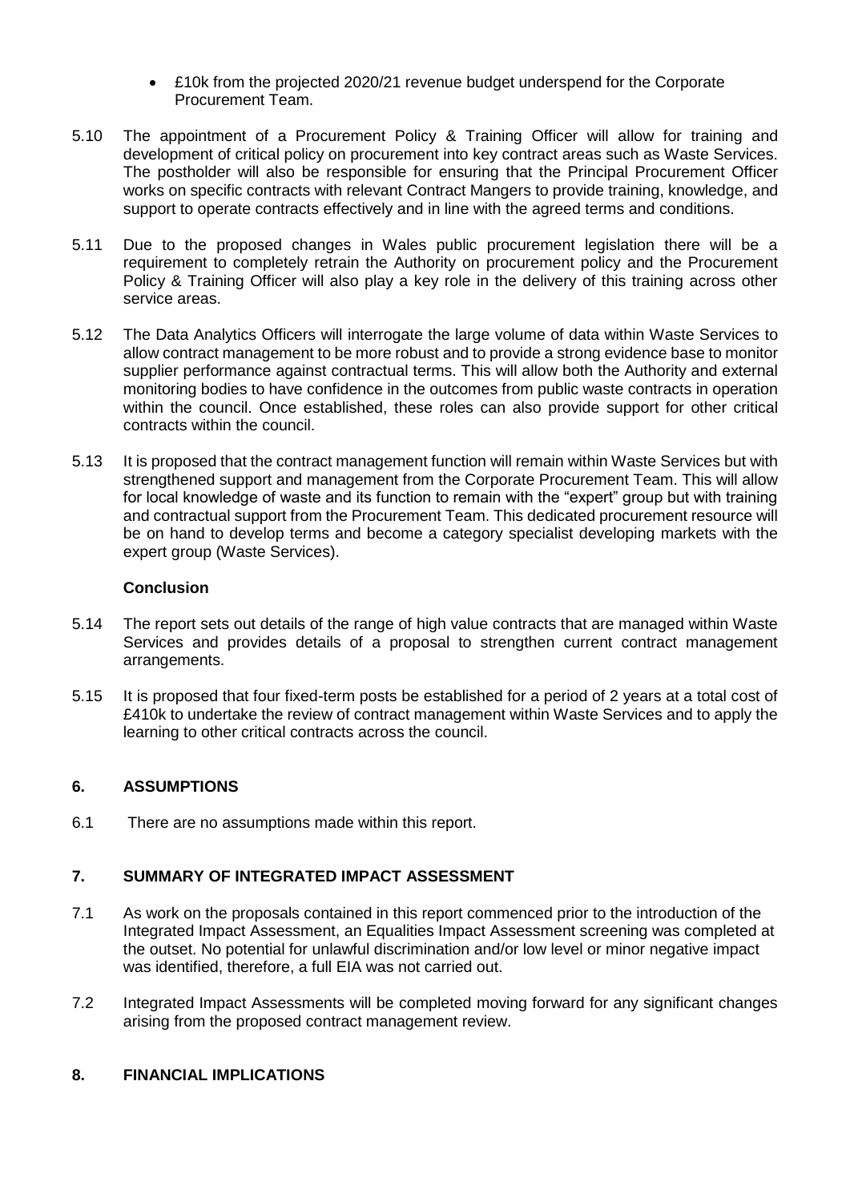- £10k from the projected 2020/21 revenue budget underspend for the Corporate Procurement Team.

5.10 The appointment of a Procurement Policy & Training Officer will allow for training and development of critical policy on procurement into key contract areas such as Waste Services. The postholder will also be responsible for ensuring that the Principal Procurement Officer works on specific contracts with relevant Contract Mangers to provide training, knowledge, and support to operate contracts effectively and in line with the agreed terms and conditions.

5.11 Due to the proposed changes in Wales public procurement legislation there will be a requirement to completely retrain the Authority on procurement policy and the Procurement Policy & Training Officer will also play a key role in the delivery of this training across other service areas.

5.12 The Data Analytics Officers will interrogate the large volume of data within Waste Services to allow contract management to be more robust and to provide a strong evidence base to monitor supplier performance against contractual terms. This will allow both the Authority and external monitoring bodies to have confidence in the outcomes from public waste contracts in operation within the council. Once established, these roles can also provide support for other critical contracts within the council.

5.13 It is proposed that the contract management function will remain within Waste Services but with strengthened support and management from the Corporate Procurement Team. This will allow for local knowledge of waste and its function to remain with the "expert" group but with training and contractual support from the Procurement Team. This dedicated procurement resource will be on hand to develop terms and become a category specialist developing markets with the expert group (Waste Services).

**Conclusion**

5.14 The report sets out details of the range of high value contracts that are managed within Waste Services and provides details of a proposal to strengthen current contract management arrangements.

5.15 It is proposed that four fixed-term posts be established for a period of 2 years at a total cost of £410k to undertake the review of contract management within Waste Services and to apply the learning to other critical contracts across the council.

## 6. ASSUMPTIONS

6.1 There are no assumptions made within this report.

## 7. SUMMARY OF INTEGRATED IMPACT ASSESSMENT

7.1 As work on the proposals contained in this report commenced prior to the introduction of the Integrated Impact Assessment, an Equalities Impact Assessment screening was completed at the outset. No potential for unlawful discrimination and/or low level or minor negative impact was identified, therefore, a full EIA was not carried out.

7.2 Integrated Impact Assessments will be completed moving forward for any significant changes arising from the proposed contract management review.

## 8. FINANCIAL IMPLICATIONS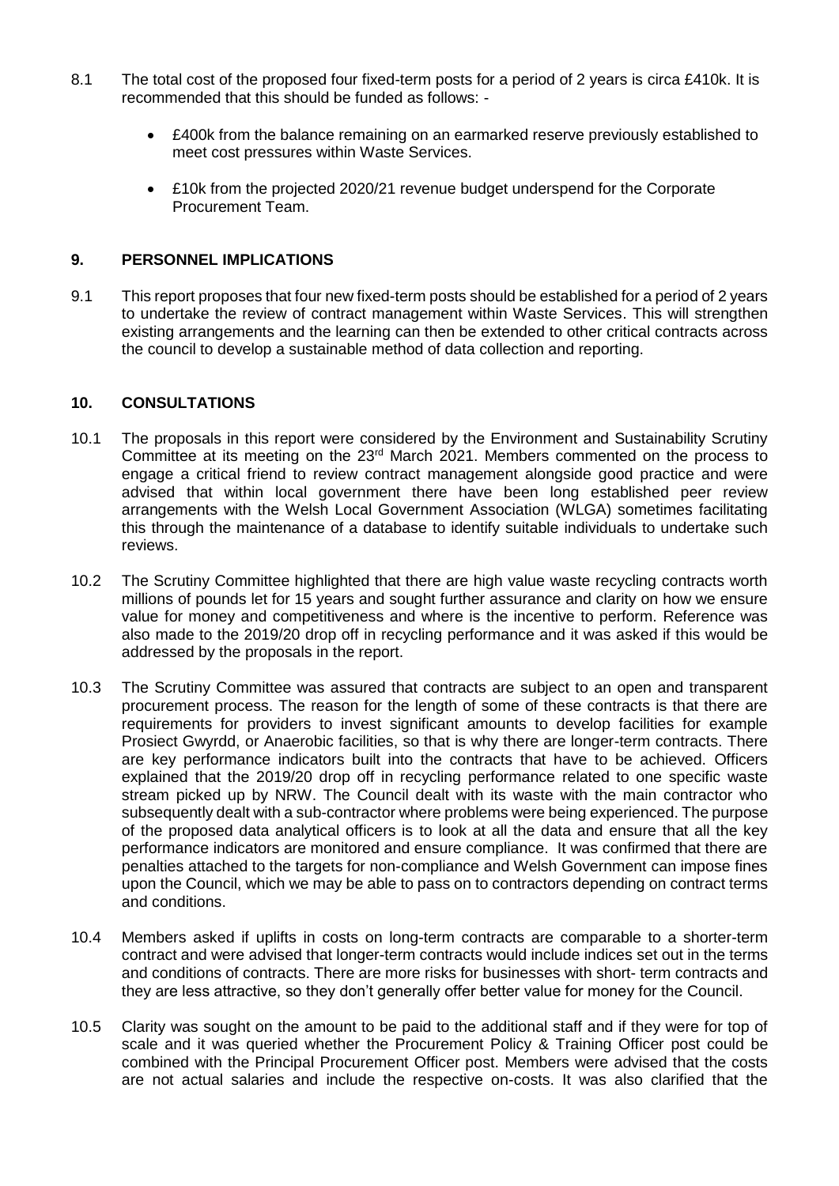8.1 The total cost of the proposed four fixed-term posts for a period of 2 years is circa £410k. It is recommended that this should be funded as follows: -

- £400k from the balance remaining on an earmarked reserve previously established to meet cost pressures within Waste Services.
- £10k from the projected 2020/21 revenue budget underspend for the Corporate Procurement Team.

## 9. PERSONNEL IMPLICATIONS

9.1 This report proposes that four new fixed-term posts should be established for a period of 2 years to undertake the review of contract management within Waste Services. This will strengthen existing arrangements and the learning can then be extended to other critical contracts across the council to develop a sustainable method of data collection and reporting.

## 10. CONSULTATIONS

10.1 The proposals in this report were considered by the Environment and Sustainability Scrutiny Committee at its meeting on the 23rd March 2021. Members commented on the process to engage a critical friend to review contract management alongside good practice and were advised that within local government there have been long established peer review arrangements with the Welsh Local Government Association (WLGA) sometimes facilitating this through the maintenance of a database to identify suitable individuals to undertake such reviews.

10.2 The Scrutiny Committee highlighted that there are high value waste recycling contracts worth millions of pounds let for 15 years and sought further assurance and clarity on how we ensure value for money and competitiveness and where is the incentive to perform. Reference was also made to the 2019/20 drop off in recycling performance and it was asked if this would be addressed by the proposals in the report.

10.3 The Scrutiny Committee was assured that contracts are subject to an open and transparent procurement process. The reason for the length of some of these contracts is that there are requirements for providers to invest significant amounts to develop facilities for example Prosiect Gwyrdd, or Anaerobic facilities, so that is why there are longer-term contracts. There are key performance indicators built into the contracts that have to be achieved. Officers explained that the 2019/20 drop off in recycling performance related to one specific waste stream picked up by NRW. The Council dealt with its waste with the main contractor who subsequently dealt with a sub-contractor where problems were being experienced. The purpose of the proposed data analytical officers is to look at all the data and ensure that all the key performance indicators are monitored and ensure compliance. It was confirmed that there are penalties attached to the targets for non-compliance and Welsh Government can impose fines upon the Council, which we may be able to pass on to contractors depending on contract terms and conditions.

10.4 Members asked if uplifts in costs on long-term contracts are comparable to a shorter-term contract and were advised that longer-term contracts would include indices set out in the terms and conditions of contracts. There are more risks for businesses with short- term contracts and they are less attractive, so they don't generally offer better value for money for the Council.

10.5 Clarity was sought on the amount to be paid to the additional staff and if they were for top of scale and it was queried whether the Procurement Policy & Training Officer post could be combined with the Principal Procurement Officer post. Members were advised that the costs are not actual salaries and include the respective on-costs. It was also clarified that the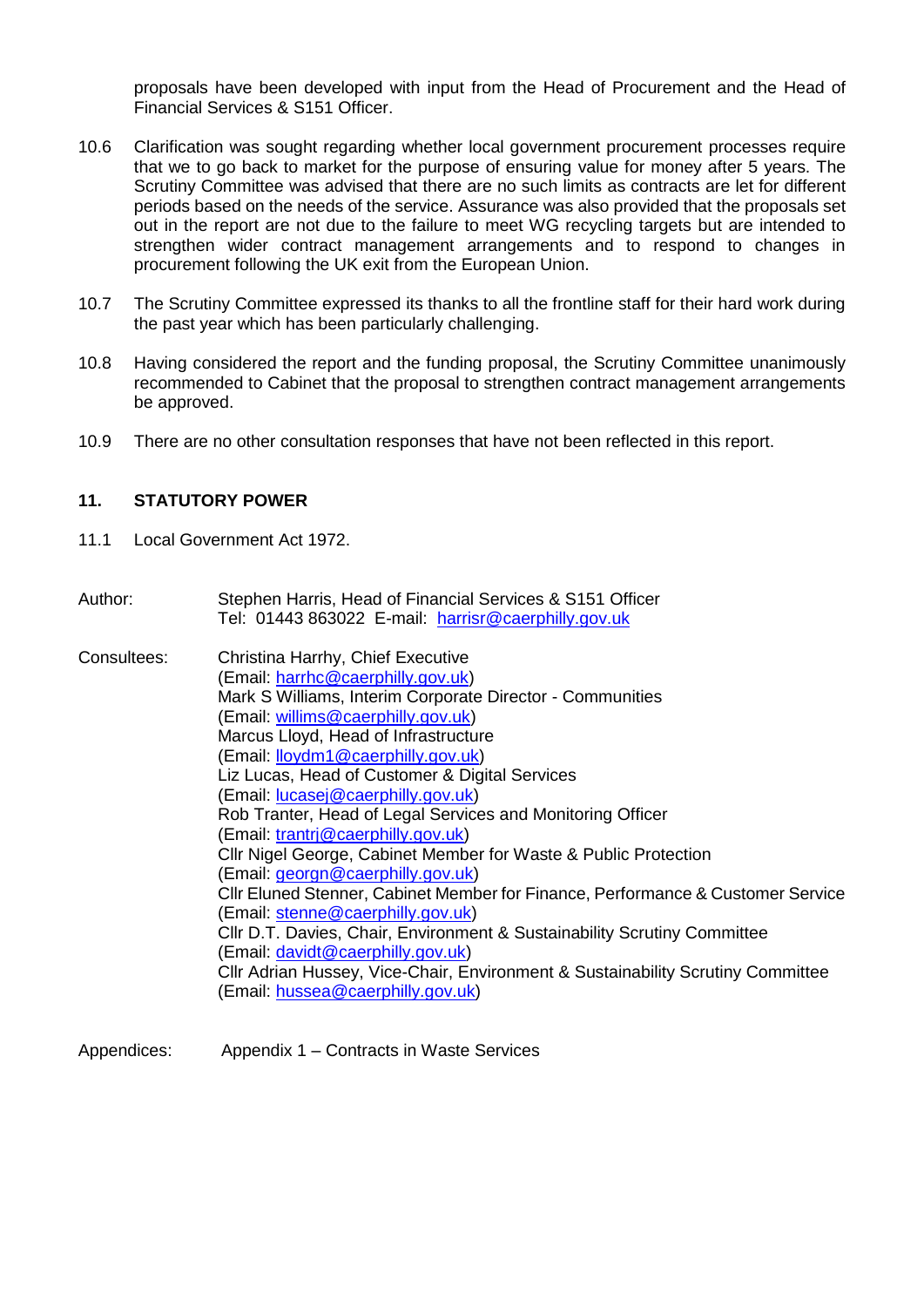proposals have been developed with input from the Head of Procurement and the Head of Financial Services & S151 Officer.

10.6 Clarification was sought regarding whether local government procurement processes require that we to go back to market for the purpose of ensuring value for money after 5 years. The Scrutiny Committee was advised that there are no such limits as contracts are let for different periods based on the needs of the service. Assurance was also provided that the proposals set out in the report are not due to the failure to meet WG recycling targets but are intended to strengthen wider contract management arrangements and to respond to changes in procurement following the UK exit from the European Union.

10.7 The Scrutiny Committee expressed its thanks to all the frontline staff for their hard work during the past year which has been particularly challenging.

10.8 Having considered the report and the funding proposal, the Scrutiny Committee unanimously recommended to Cabinet that the proposal to strengthen contract management arrangements be approved.

10.9 There are no other consultation responses that have not been reflected in this report.

## 11. STATUTORY POWER

11.1 Local Government Act 1972.

Author: Stephen Harris, Head of Financial Services & S151 Officer
Tel: 01443 863022 E-mail: harrisr@caerphilly.gov.uk

Consultees:
Christina Harrhy, Chief Executive
(Email: harrhc@caerphilly.gov.uk)
Mark S Williams, Interim Corporate Director - Communities
(Email: willims@caerphilly.gov.uk)
Marcus Lloyd, Head of Infrastructure
(Email: lloydm1@caerphilly.gov.uk)
Liz Lucas, Head of Customer & Digital Services
(Email: lucasej@caerphilly.gov.uk)
Rob Tranter, Head of Legal Services and Monitoring Officer
(Email: trantrj@caerphilly.gov.uk)
Cllr Nigel George, Cabinet Member for Waste & Public Protection
(Email: georgn@caerphilly.gov.uk)
Cllr Eluned Stenner, Cabinet Member for Finance, Performance & Customer Service
(Email: stenne@caerphilly.gov.uk)
Cllr D.T. Davies, Chair, Environment & Sustainability Scrutiny Committee
(Email: davidt@caerphilly.gov.uk)
Cllr Adrian Hussey, Vice-Chair, Environment & Sustainability Scrutiny Committee
(Email: hussea@caerphilly.gov.uk)

Appendices: Appendix 1 – Contracts in Waste Services